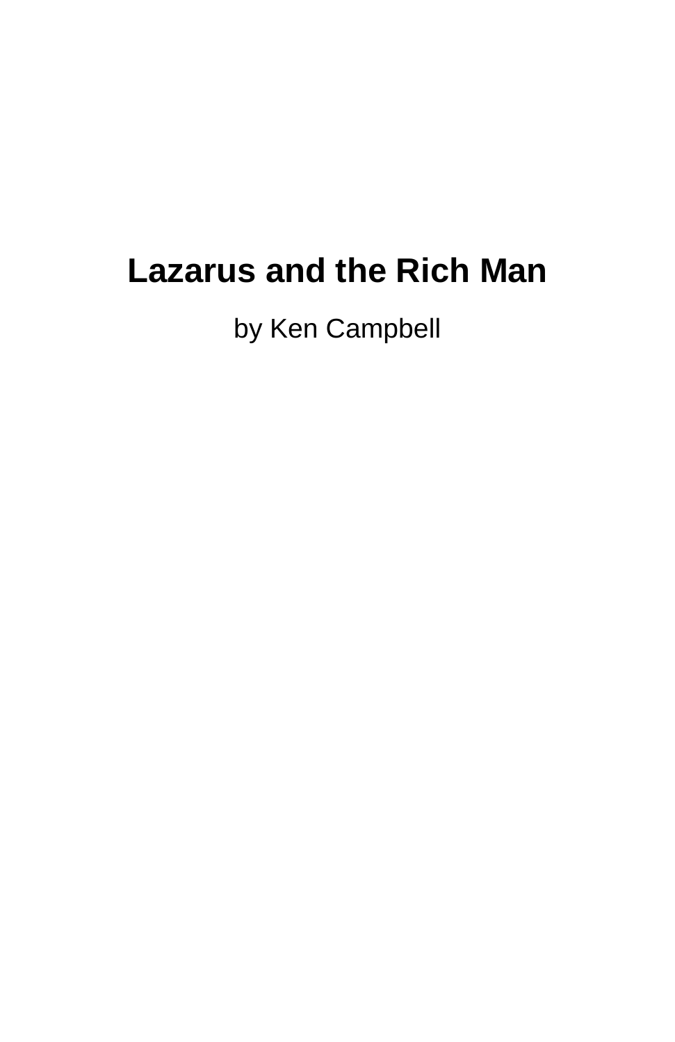# Lazarus and the Rich Man

by Ken Campbell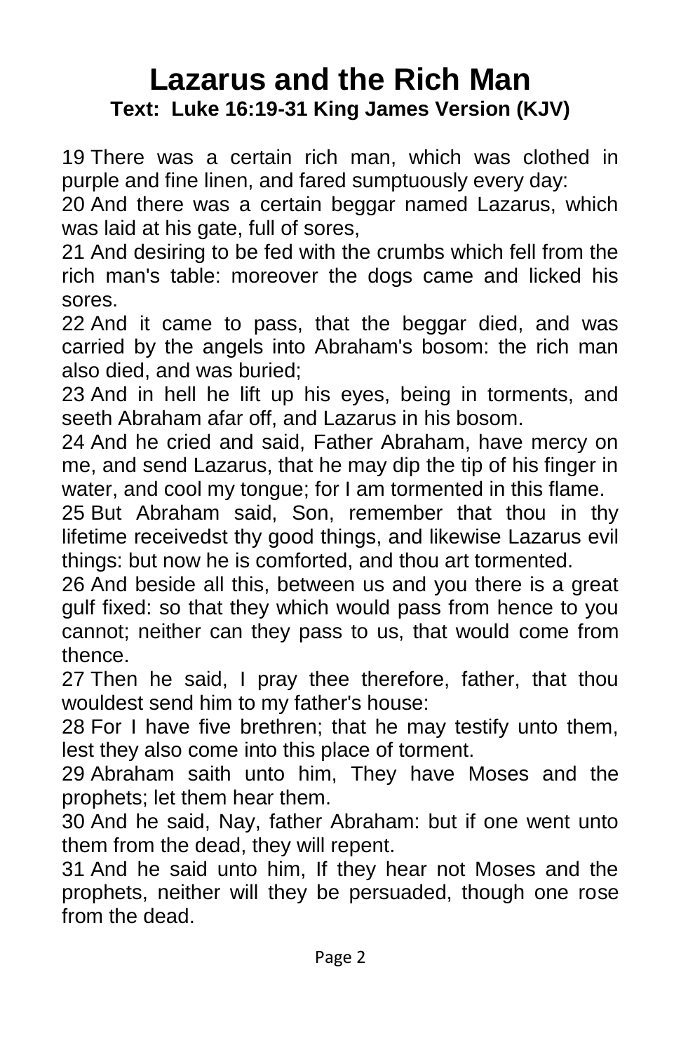# Lazarus and the Rich Man

**Text: Luke 16:19-31 King James Version (KJV)**

19 There was a certain rich man, which was clothed in purple and fine linen, and fared sumptuously every day:
20 And there was a certain beggar named Lazarus, which was laid at his gate, full of sores,
21 And desiring to be fed with the crumbs which fell from the rich man's table: moreover the dogs came and licked his sores.
22 And it came to pass, that the beggar died, and was carried by the angels into Abraham's bosom: the rich man also died, and was buried;
23 And in hell he lift up his eyes, being in torments, and seeth Abraham afar off, and Lazarus in his bosom.
24 And he cried and said, Father Abraham, have mercy on me, and send Lazarus, that he may dip the tip of his finger in water, and cool my tongue; for I am tormented in this flame.
25 But Abraham said, Son, remember that thou in thy lifetime receivedst thy good things, and likewise Lazarus evil things: but now he is comforted, and thou art tormented.
26 And beside all this, between us and you there is a great gulf fixed: so that they which would pass from hence to you cannot; neither can they pass to us, that would come from thence.
27 Then he said, I pray thee therefore, father, that thou wouldest send him to my father's house:
28 For I have five brethren; that he may testify unto them, lest they also come into this place of torment.
29 Abraham saith unto him, They have Moses and the prophets; let them hear them.
30 And he said, Nay, father Abraham: but if one went unto them from the dead, they will repent.
31 And he said unto him, If they hear not Moses and the prophets, neither will they be persuaded, though one rose from the dead.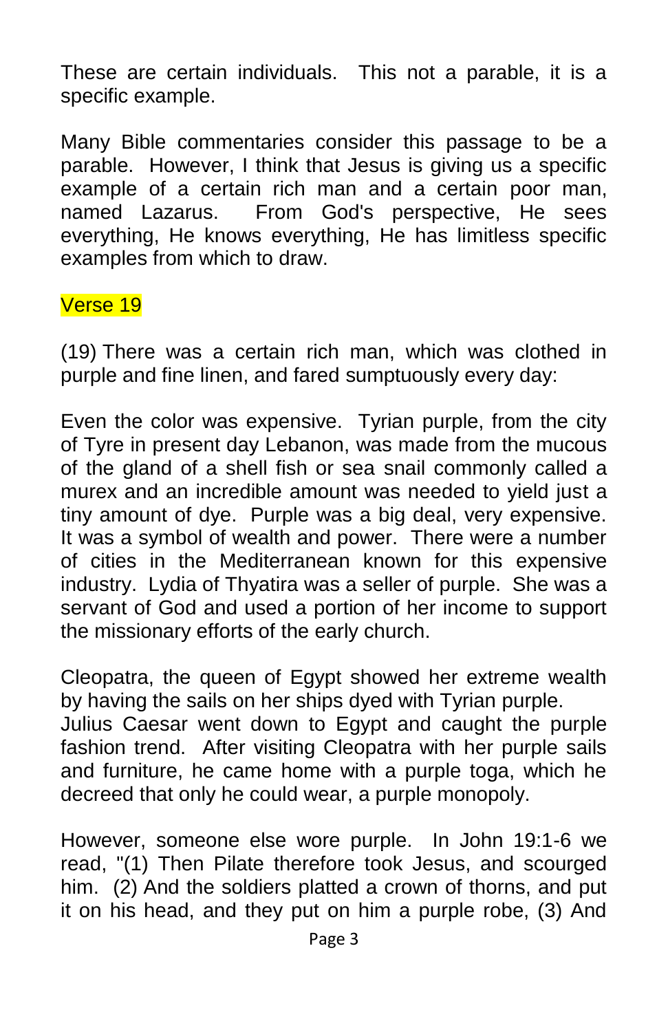These are certain individuals.  This not a parable, it is a specific example.

Many Bible commentaries consider this passage to be a parable.  However, I think that Jesus is giving us a specific example of a certain rich man and a certain poor man, named Lazarus.  From God's perspective, He sees everything, He knows everything, He has limitless specific examples from which to draw.

Verse 19

(19) There was a certain rich man, which was clothed in purple and fine linen, and fared sumptuously every day:

Even the color was expensive.  Tyrian purple, from the city of Tyre in present day Lebanon, was made from the mucous of the gland of a shell fish or sea snail commonly called a murex and an incredible amount was needed to yield just a tiny amount of dye.  Purple was a big deal, very expensive. It was a symbol of wealth and power.  There were a number of cities in the Mediterranean known for this expensive industry.  Lydia of Thyatira was a seller of purple.  She was a servant of God and used a portion of her income to support the missionary efforts of the early church.

Cleopatra, the queen of Egypt showed her extreme wealth by having the sails on her ships dyed with Tyrian purple. Julius Caesar went down to Egypt and caught the purple fashion trend.  After visiting Cleopatra with her purple sails and furniture, he came home with a purple toga, which he decreed that only he could wear, a purple monopoly.

However, someone else wore purple.  In John 19:1-6 we read, "(1) Then Pilate therefore took Jesus, and scourged him.  (2) And the soldiers platted a crown of thorns, and put it on his head, and they put on him a purple robe, (3) And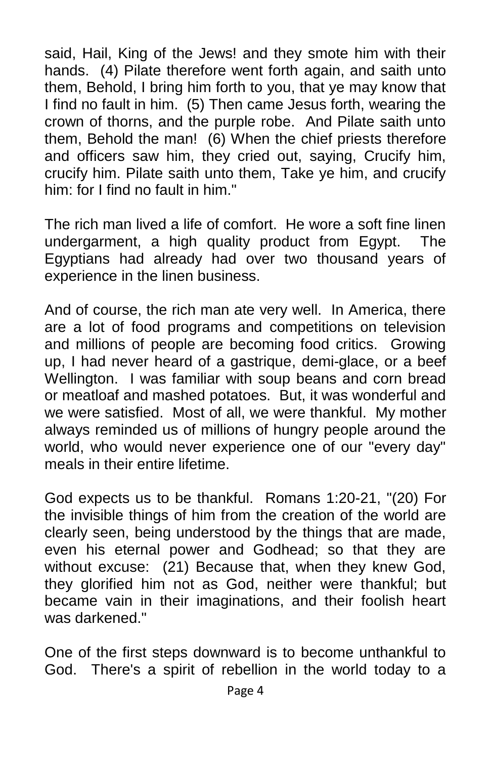said, Hail, King of the Jews! and they smote him with their hands. (4) Pilate therefore went forth again, and saith unto them, Behold, I bring him forth to you, that ye may know that I find no fault in him. (5) Then came Jesus forth, wearing the crown of thorns, and the purple robe. And Pilate saith unto them, Behold the man! (6) When the chief priests therefore and officers saw him, they cried out, saying, Crucify him, crucify him. Pilate saith unto them, Take ye him, and crucify him: for I find no fault in him."

The rich man lived a life of comfort. He wore a soft fine linen undergarment, a high quality product from Egypt. The Egyptians had already had over two thousand years of experience in the linen business.

And of course, the rich man ate very well. In America, there are a lot of food programs and competitions on television and millions of people are becoming food critics. Growing up, I had never heard of a gastrique, demi-glace, or a beef Wellington. I was familiar with soup beans and corn bread or meatloaf and mashed potatoes. But, it was wonderful and we were satisfied. Most of all, we were thankful. My mother always reminded us of millions of hungry people around the world, who would never experience one of our "every day" meals in their entire lifetime.

God expects us to be thankful. Romans 1:20-21, "(20) For the invisible things of him from the creation of the world are clearly seen, being understood by the things that are made, even his eternal power and Godhead; so that they are without excuse: (21) Because that, when they knew God, they glorified him not as God, neither were thankful; but became vain in their imaginations, and their foolish heart was darkened."

One of the first steps downward is to become unthankful to God. There's a spirit of rebellion in the world today to a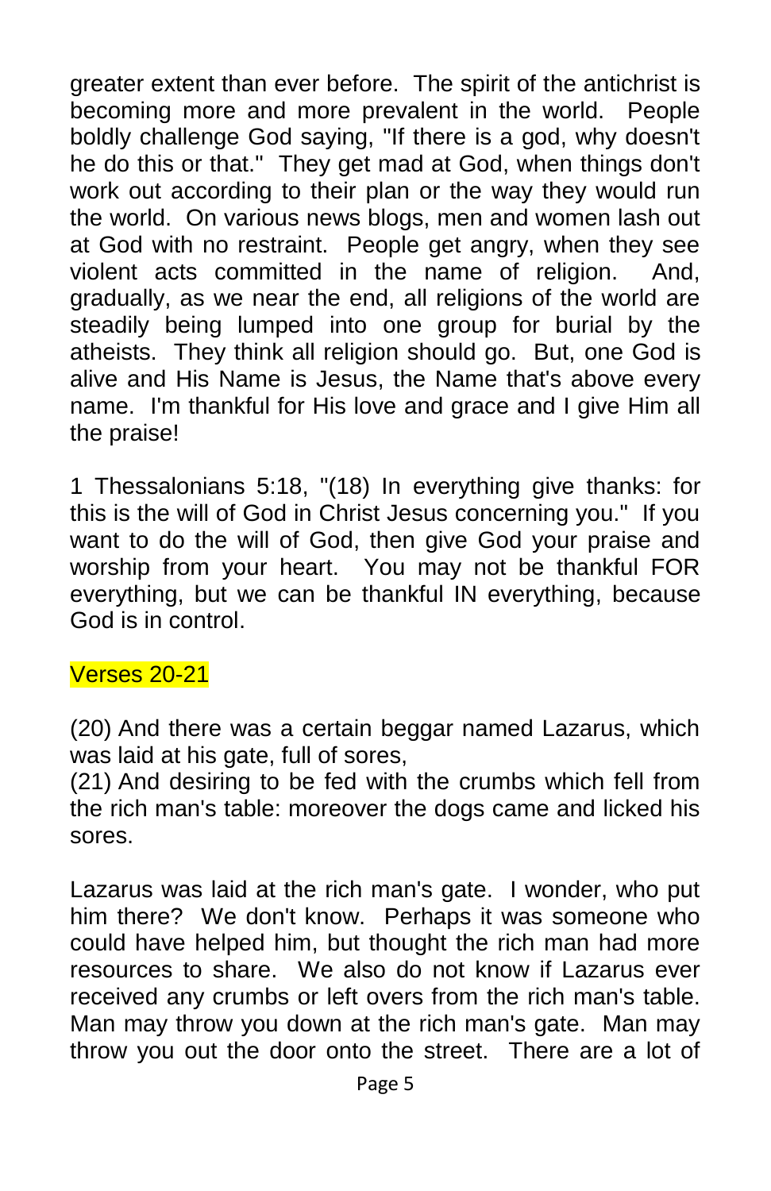greater extent than ever before. The spirit of the antichrist is becoming more and more prevalent in the world. People boldly challenge God saying, "If there is a god, why doesn't he do this or that." They get mad at God, when things don't work out according to their plan or the way they would run the world. On various news blogs, men and women lash out at God with no restraint. People get angry, when they see violent acts committed in the name of religion. And, gradually, as we near the end, all religions of the world are steadily being lumped into one group for burial by the atheists. They think all religion should go. But, one God is alive and His Name is Jesus, the Name that's above every name. I'm thankful for His love and grace and I give Him all the praise!

1 Thessalonians 5:18, "(18) In everything give thanks: for this is the will of God in Christ Jesus concerning you." If you want to do the will of God, then give God your praise and worship from your heart. You may not be thankful FOR everything, but we can be thankful IN everything, because God is in control.

### Verses 20-21

(20) And there was a certain beggar named Lazarus, which was laid at his gate, full of sores,
(21) And desiring to be fed with the crumbs which fell from the rich man's table: moreover the dogs came and licked his sores.

Lazarus was laid at the rich man's gate. I wonder, who put him there? We don't know. Perhaps it was someone who could have helped him, but thought the rich man had more resources to share. We also do not know if Lazarus ever received any crumbs or left overs from the rich man's table. Man may throw you down at the rich man's gate. Man may throw you out the door onto the street. There are a lot of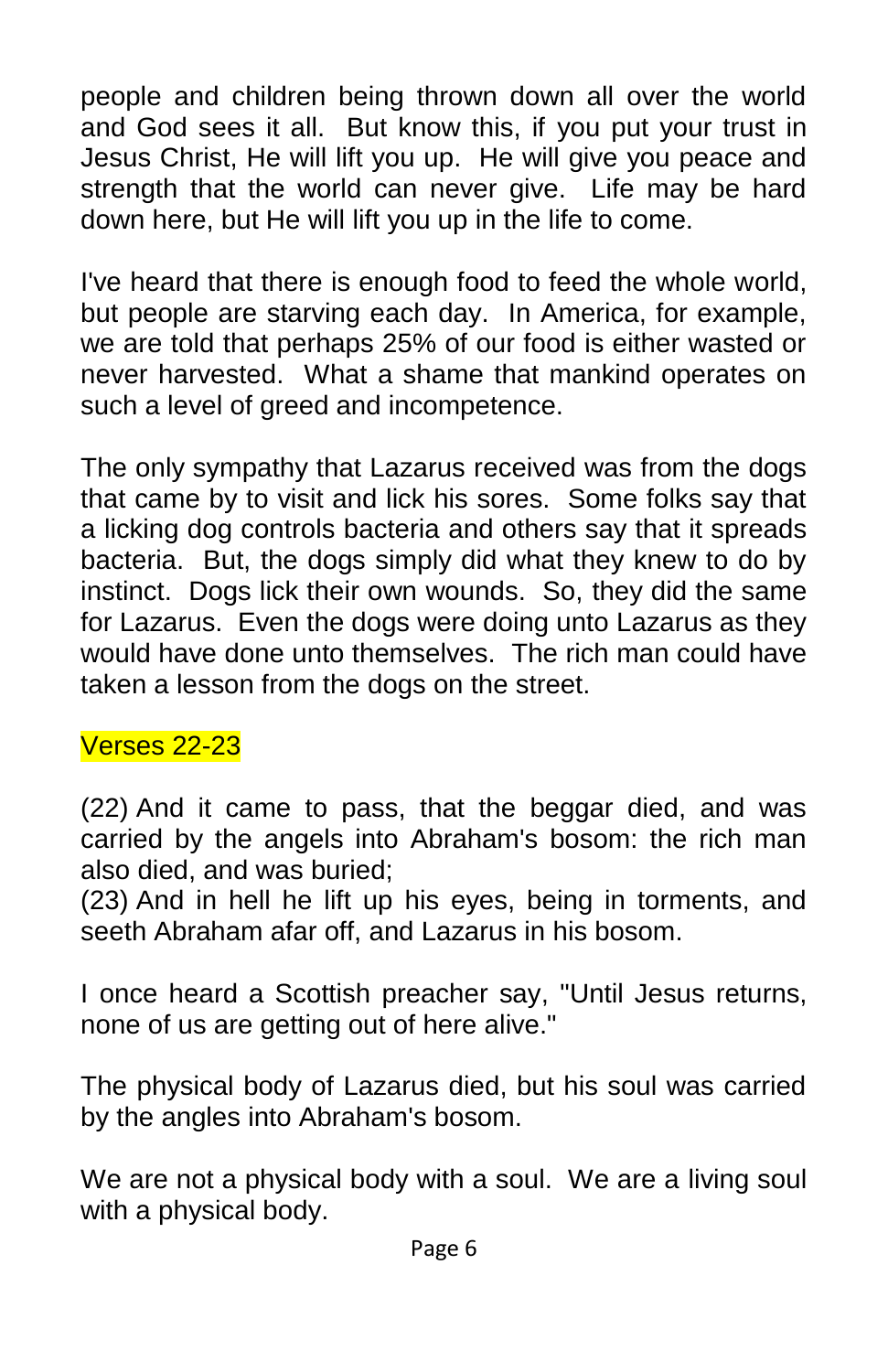people and children being thrown down all over the world and God sees it all. But know this, if you put your trust in Jesus Christ, He will lift you up. He will give you peace and strength that the world can never give. Life may be hard down here, but He will lift you up in the life to come.

I've heard that there is enough food to feed the whole world, but people are starving each day. In America, for example, we are told that perhaps 25% of our food is either wasted or never harvested. What a shame that mankind operates on such a level of greed and incompetence.

The only sympathy that Lazarus received was from the dogs that came by to visit and lick his sores. Some folks say that a licking dog controls bacteria and others say that it spreads bacteria. But, the dogs simply did what they knew to do by instinct. Dogs lick their own wounds. So, they did the same for Lazarus. Even the dogs were doing unto Lazarus as they would have done unto themselves. The rich man could have taken a lesson from the dogs on the street.

## Verses 22-23

(22) And it came to pass, that the beggar died, and was carried by the angels into Abraham's bosom: the rich man also died, and was buried;
(23) And in hell he lift up his eyes, being in torments, and seeth Abraham afar off, and Lazarus in his bosom.

I once heard a Scottish preacher say, "Until Jesus returns, none of us are getting out of here alive."

The physical body of Lazarus died, but his soul was carried by the angles into Abraham's bosom.

We are not a physical body with a soul. We are a living soul with a physical body.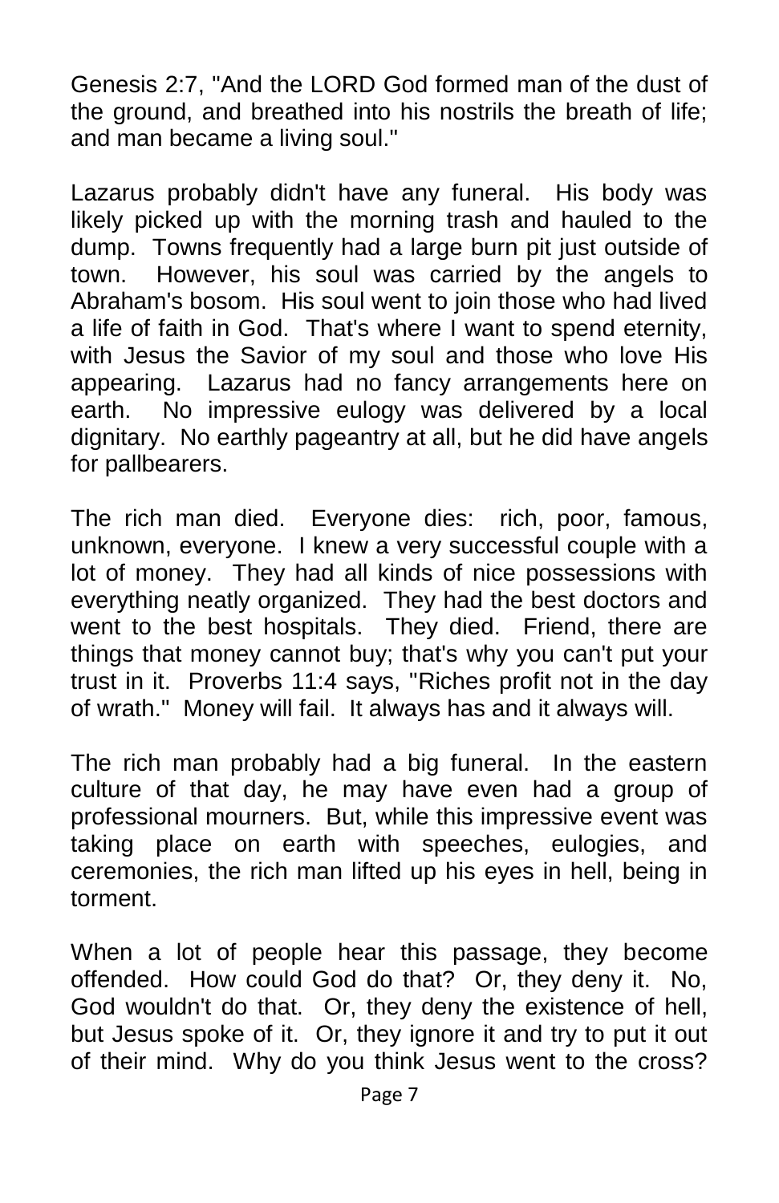Genesis 2:7, "And the LORD God formed man of the dust of the ground, and breathed into his nostrils the breath of life; and man became a living soul."

Lazarus probably didn't have any funeral. His body was likely picked up with the morning trash and hauled to the dump. Towns frequently had a large burn pit just outside of town. However, his soul was carried by the angels to Abraham's bosom. His soul went to join those who had lived a life of faith in God. That's where I want to spend eternity, with Jesus the Savior of my soul and those who love His appearing. Lazarus had no fancy arrangements here on earth. No impressive eulogy was delivered by a local dignitary. No earthly pageantry at all, but he did have angels for pallbearers.

The rich man died. Everyone dies: rich, poor, famous, unknown, everyone. I knew a very successful couple with a lot of money. They had all kinds of nice possessions with everything neatly organized. They had the best doctors and went to the best hospitals. They died. Friend, there are things that money cannot buy; that's why you can't put your trust in it. Proverbs 11:4 says, "Riches profit not in the day of wrath." Money will fail. It always has and it always will.

The rich man probably had a big funeral. In the eastern culture of that day, he may have even had a group of professional mourners. But, while this impressive event was taking place on earth with speeches, eulogies, and ceremonies, the rich man lifted up his eyes in hell, being in torment.

When a lot of people hear this passage, they become offended. How could God do that? Or, they deny it. No, God wouldn't do that. Or, they deny the existence of hell, but Jesus spoke of it. Or, they ignore it and try to put it out of their mind. Why do you think Jesus went to the cross?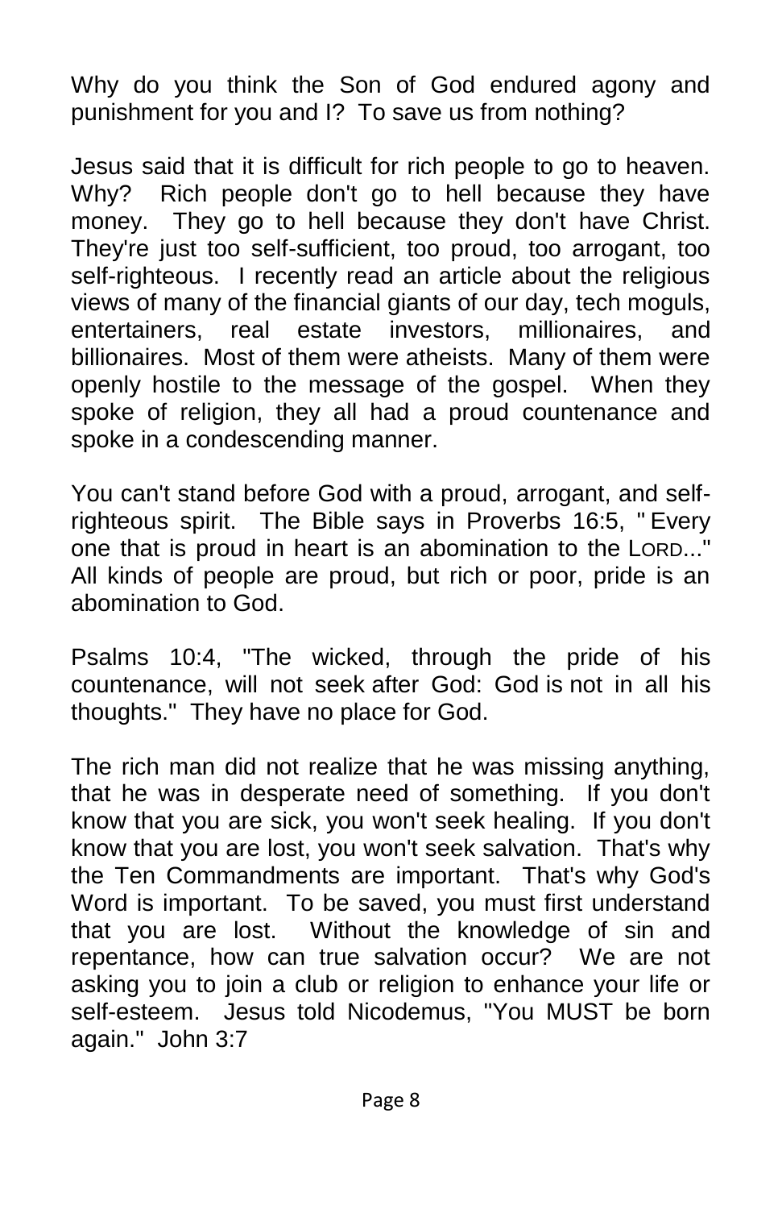Why do you think the Son of God endured agony and punishment for you and I? To save us from nothing?

Jesus said that it is difficult for rich people to go to heaven. Why? Rich people don't go to hell because they have money. They go to hell because they don't have Christ. They're just too self-sufficient, too proud, too arrogant, too self-righteous. I recently read an article about the religious views of many of the financial giants of our day, tech moguls, entertainers, real estate investors, millionaires, and billionaires. Most of them were atheists. Many of them were openly hostile to the message of the gospel. When they spoke of religion, they all had a proud countenance and spoke in a condescending manner.

You can't stand before God with a proud, arrogant, and self-righteous spirit. The Bible says in Proverbs 16:5, " Every one that is proud in heart is an abomination to the LORD..." All kinds of people are proud, but rich or poor, pride is an abomination to God.

Psalms 10:4, "The wicked, through the pride of his countenance, will not seek after God: God is not in all his thoughts." They have no place for God.

The rich man did not realize that he was missing anything, that he was in desperate need of something. If you don't know that you are sick, you won't seek healing. If you don't know that you are lost, you won't seek salvation. That's why the Ten Commandments are important. That's why God's Word is important. To be saved, you must first understand that you are lost. Without the knowledge of sin and repentance, how can true salvation occur? We are not asking you to join a club or religion to enhance your life or self-esteem. Jesus told Nicodemus, "You MUST be born again." John 3:7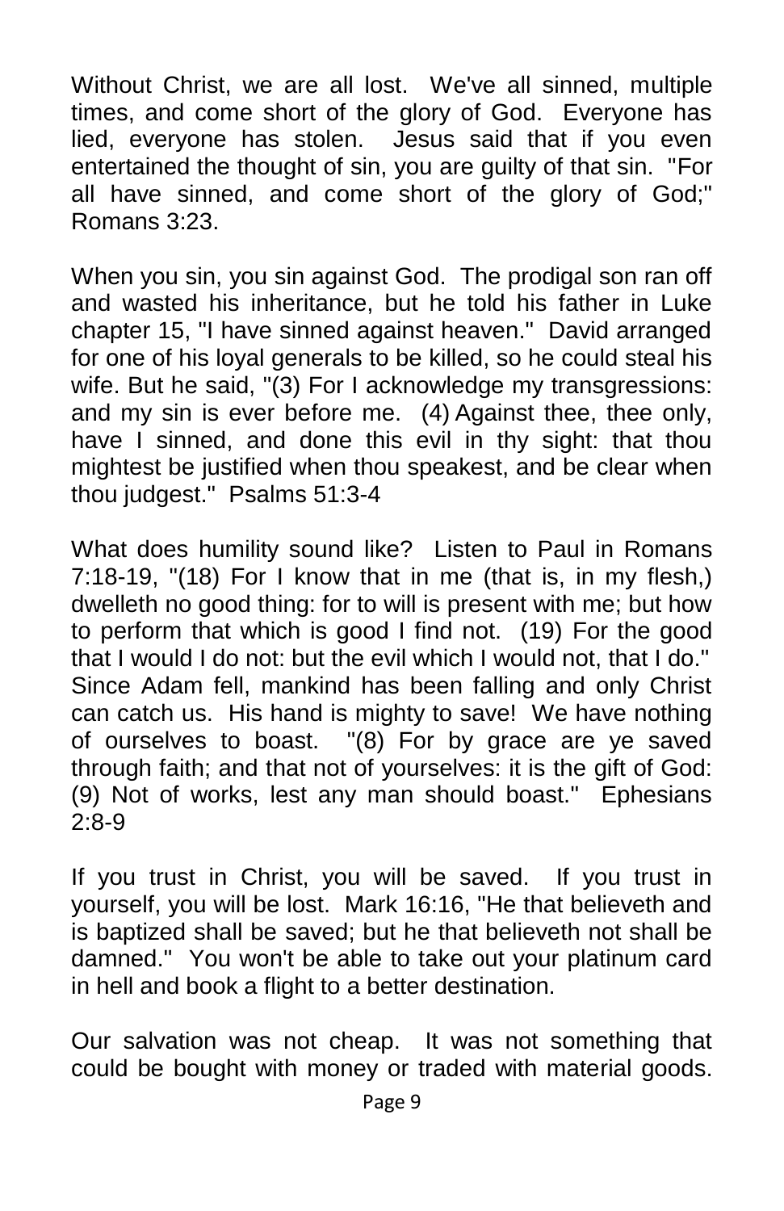Without Christ, we are all lost. We've all sinned, multiple times, and come short of the glory of God. Everyone has lied, everyone has stolen. Jesus said that if you even entertained the thought of sin, you are guilty of that sin. "For all have sinned, and come short of the glory of God;" Romans 3:23.

When you sin, you sin against God. The prodigal son ran off and wasted his inheritance, but he told his father in Luke chapter 15, "I have sinned against heaven." David arranged for one of his loyal generals to be killed, so he could steal his wife. But he said, "(3) For I acknowledge my transgressions: and my sin is ever before me. (4) Against thee, thee only, have I sinned, and done this evil in thy sight: that thou mightest be justified when thou speakest, and be clear when thou judgest." Psalms 51:3-4

What does humility sound like? Listen to Paul in Romans 7:18-19, "(18) For I know that in me (that is, in my flesh,) dwelleth no good thing: for to will is present with me; but how to perform that which is good I find not. (19) For the good that I would I do not: but the evil which I would not, that I do." Since Adam fell, mankind has been falling and only Christ can catch us. His hand is mighty to save! We have nothing of ourselves to boast. "(8) For by grace are ye saved through faith; and that not of yourselves: it is the gift of God: (9) Not of works, lest any man should boast." Ephesians 2:8-9

If you trust in Christ, you will be saved. If you trust in yourself, you will be lost. Mark 16:16, "He that believeth and is baptized shall be saved; but he that believeth not shall be damned." You won't be able to take out your platinum card in hell and book a flight to a better destination.

Our salvation was not cheap. It was not something that could be bought with money or traded with material goods.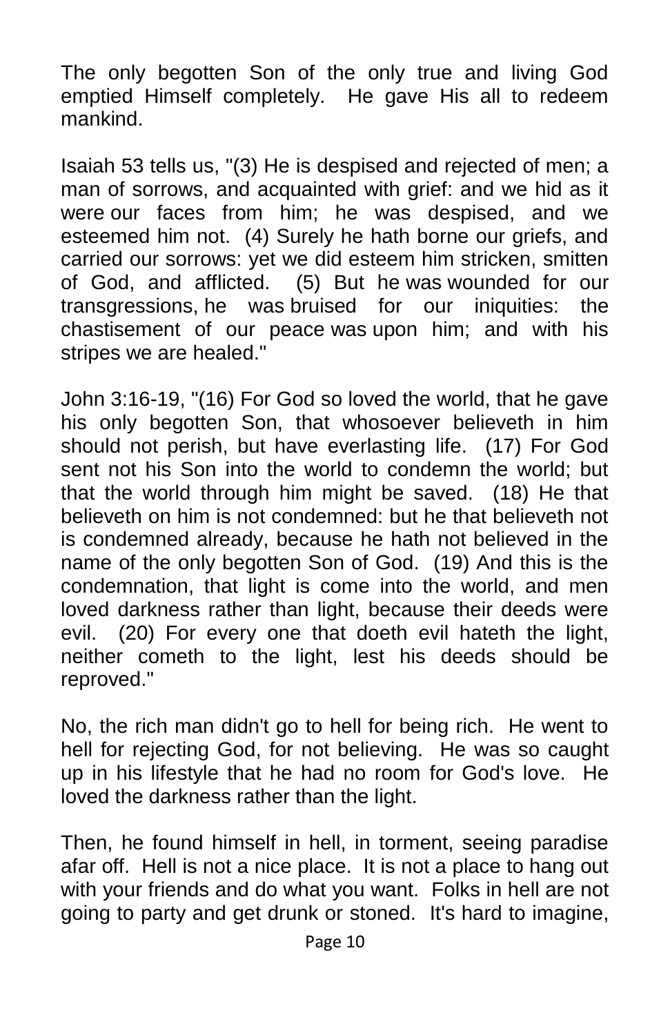The only begotten Son of the only true and living God emptied Himself completely. He gave His all to redeem mankind.

Isaiah 53 tells us, "(3) He is despised and rejected of men; a man of sorrows, and acquainted with grief: and we hid as it were our faces from him; he was despised, and we esteemed him not. (4) Surely he hath borne our griefs, and carried our sorrows: yet we did esteem him stricken, smitten of God, and afflicted. (5) But he was wounded for our transgressions, he was bruised for our iniquities: the chastisement of our peace was upon him; and with his stripes we are healed."

John 3:16-19, "(16) For God so loved the world, that he gave his only begotten Son, that whosoever believeth in him should not perish, but have everlasting life. (17) For God sent not his Son into the world to condemn the world; but that the world through him might be saved. (18) He that believeth on him is not condemned: but he that believeth not is condemned already, because he hath not believed in the name of the only begotten Son of God. (19) And this is the condemnation, that light is come into the world, and men loved darkness rather than light, because their deeds were evil. (20) For every one that doeth evil hateth the light, neither cometh to the light, lest his deeds should be reproved."

No, the rich man didn't go to hell for being rich. He went to hell for rejecting God, for not believing. He was so caught up in his lifestyle that he had no room for God's love. He loved the darkness rather than the light.

Then, he found himself in hell, in torment, seeing paradise afar off. Hell is not a nice place. It is not a place to hang out with your friends and do what you want. Folks in hell are not going to party and get drunk or stoned. It's hard to imagine,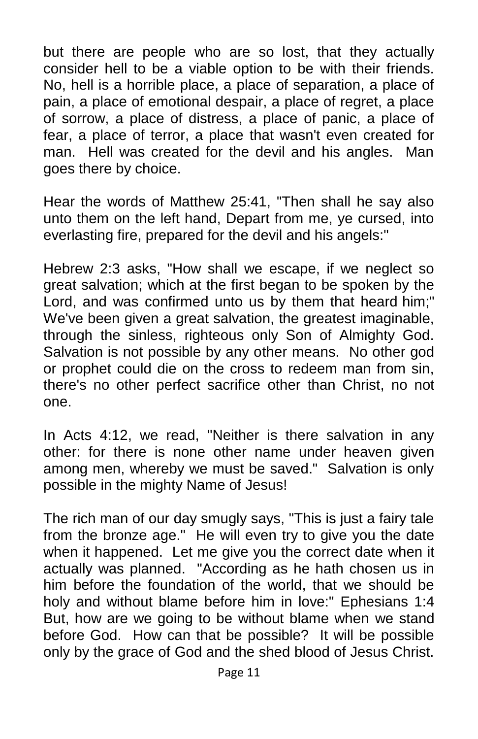but there are people who are so lost, that they actually consider hell to be a viable option to be with their friends. No, hell is a horrible place, a place of separation, a place of pain, a place of emotional despair, a place of regret, a place of sorrow, a place of distress, a place of panic, a place of fear, a place of terror, a place that wasn't even created for man. Hell was created for the devil and his angles. Man goes there by choice.

Hear the words of Matthew 25:41, "Then shall he say also unto them on the left hand, Depart from me, ye cursed, into everlasting fire, prepared for the devil and his angels:"

Hebrew 2:3 asks, "How shall we escape, if we neglect so great salvation; which at the first began to be spoken by the Lord, and was confirmed unto us by them that heard him;" We've been given a great salvation, the greatest imaginable, through the sinless, righteous only Son of Almighty God. Salvation is not possible by any other means. No other god or prophet could die on the cross to redeem man from sin, there's no other perfect sacrifice other than Christ, no not one.

In Acts 4:12, we read, "Neither is there salvation in any other: for there is none other name under heaven given among men, whereby we must be saved." Salvation is only possible in the mighty Name of Jesus!

The rich man of our day smugly says, "This is just a fairy tale from the bronze age." He will even try to give you the date when it happened. Let me give you the correct date when it actually was planned. "According as he hath chosen us in him before the foundation of the world, that we should be holy and without blame before him in love:" Ephesians 1:4 But, how are we going to be without blame when we stand before God. How can that be possible? It will be possible only by the grace of God and the shed blood of Jesus Christ.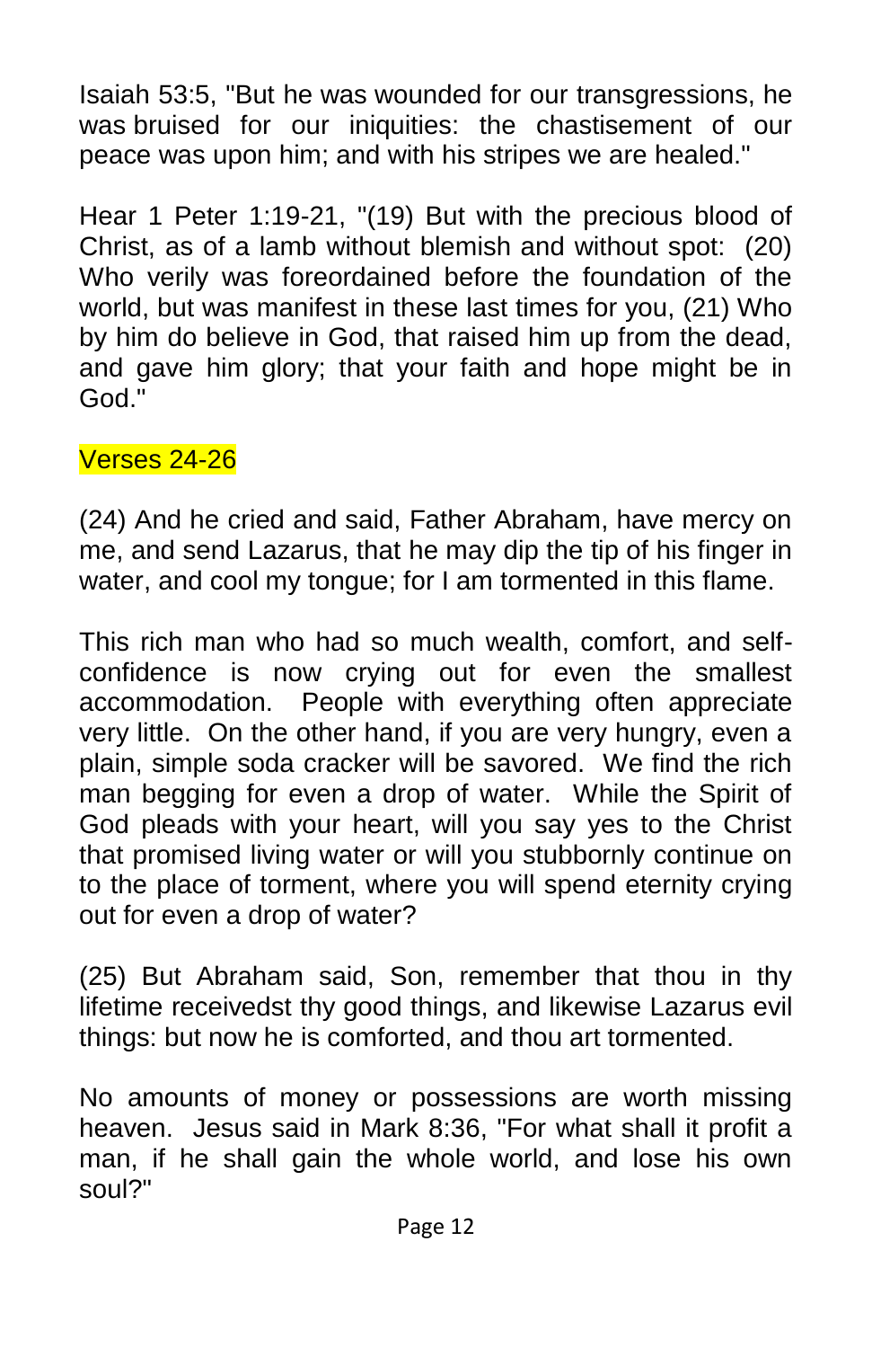Isaiah 53:5, "But he was wounded for our transgressions, he was bruised for our iniquities: the chastisement of our peace was upon him; and with his stripes we are healed."

Hear 1 Peter 1:19-21, "(19) But with the precious blood of Christ, as of a lamb without blemish and without spot: (20) Who verily was foreordained before the foundation of the world, but was manifest in these last times for you, (21) Who by him do believe in God, that raised him up from the dead, and gave him glory; that your faith and hope might be in God."

## Verses 24-26

(24) And he cried and said, Father Abraham, have mercy on me, and send Lazarus, that he may dip the tip of his finger in water, and cool my tongue; for I am tormented in this flame.

This rich man who had so much wealth, comfort, and self-confidence is now crying out for even the smallest accommodation. People with everything often appreciate very little. On the other hand, if you are very hungry, even a plain, simple soda cracker will be savored. We find the rich man begging for even a drop of water. While the Spirit of God pleads with your heart, will you say yes to the Christ that promised living water or will you stubbornly continue on to the place of torment, where you will spend eternity crying out for even a drop of water?

(25) But Abraham said, Son, remember that thou in thy lifetime receivedst thy good things, and likewise Lazarus evil things: but now he is comforted, and thou art tormented.

No amounts of money or possessions are worth missing heaven. Jesus said in Mark 8:36, "For what shall it profit a man, if he shall gain the whole world, and lose his own soul?"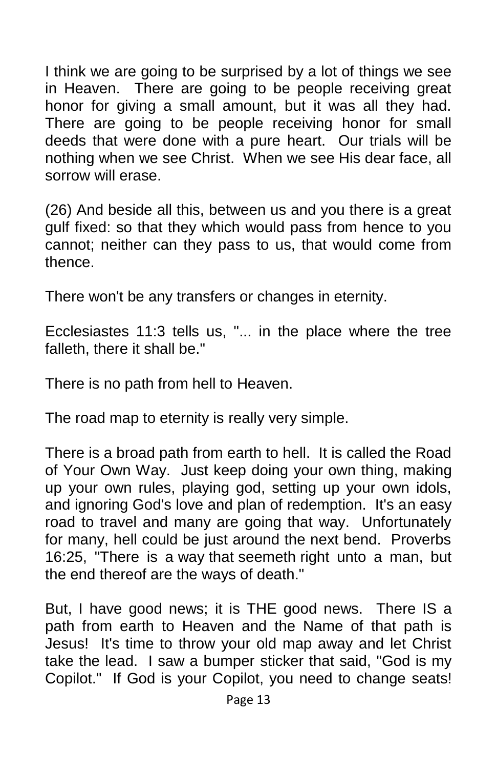I think we are going to be surprised by a lot of things we see in Heaven. There are going to be people receiving great honor for giving a small amount, but it was all they had. There are going to be people receiving honor for small deeds that were done with a pure heart. Our trials will be nothing when we see Christ. When we see His dear face, all sorrow will erase.

(26) And beside all this, between us and you there is a great gulf fixed: so that they which would pass from hence to you cannot; neither can they pass to us, that would come from thence.

There won't be any transfers or changes in eternity.

Ecclesiastes 11:3 tells us, "... in the place where the tree falleth, there it shall be."

There is no path from hell to Heaven.

The road map to eternity is really very simple.

There is a broad path from earth to hell. It is called the Road of Your Own Way. Just keep doing your own thing, making up your own rules, playing god, setting up your own idols, and ignoring God's love and plan of redemption. It's an easy road to travel and many are going that way. Unfortunately for many, hell could be just around the next bend. Proverbs 16:25, "There is a way that seemeth right unto a man, but the end thereof are the ways of death."

But, I have good news; it is THE good news. There IS a path from earth to Heaven and the Name of that path is Jesus! It's time to throw your old map away and let Christ take the lead. I saw a bumper sticker that said, "God is my Copilot." If God is your Copilot, you need to change seats!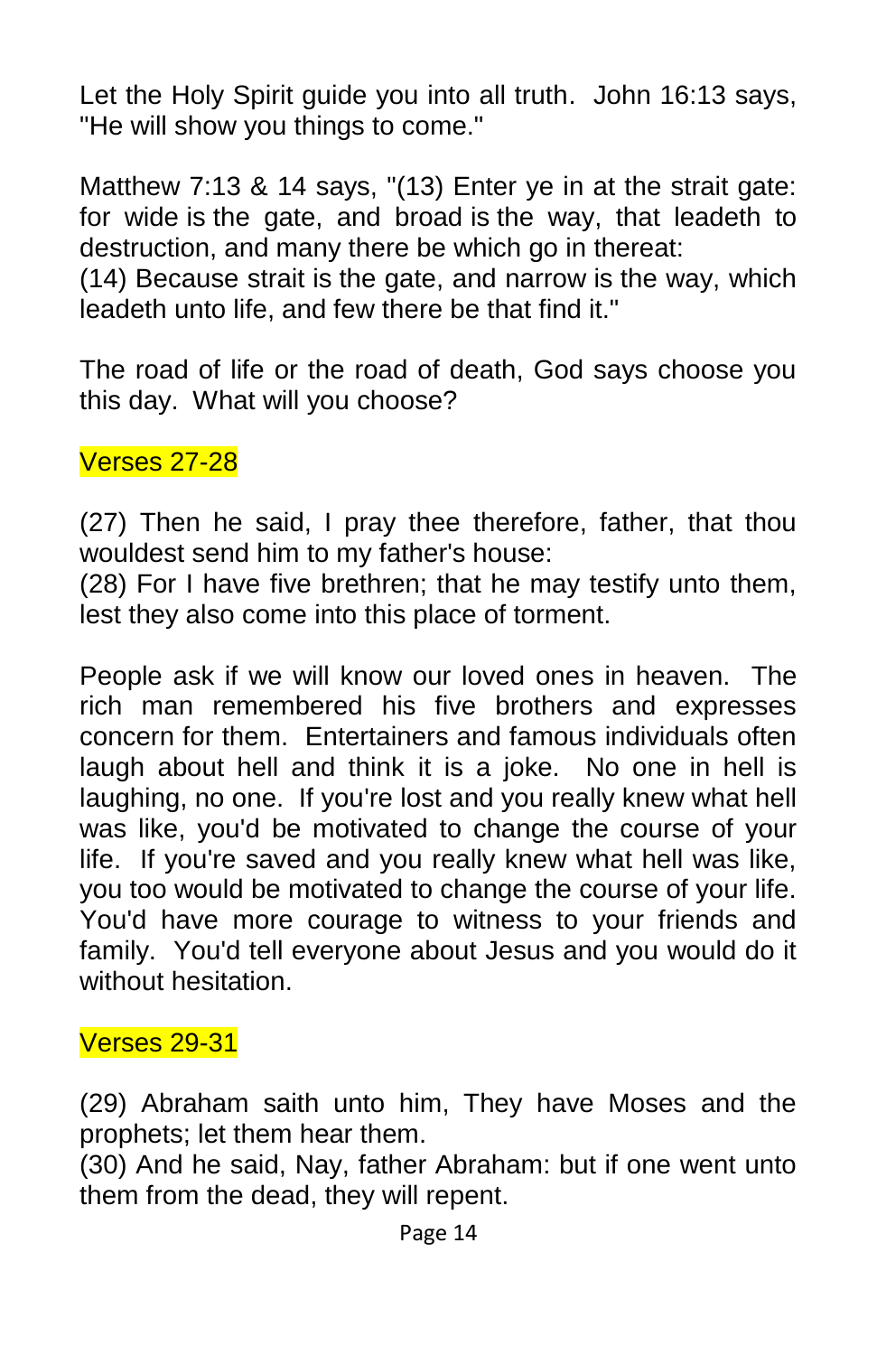Let the Holy Spirit guide you into all truth. John 16:13 says, "He will show you things to come."

Matthew 7:13 & 14 says, "(13) Enter ye in at the strait gate: for wide is the gate, and broad is the way, that leadeth to destruction, and many there be which go in thereat:
(14) Because strait is the gate, and narrow is the way, which leadeth unto life, and few there be that find it."

The road of life or the road of death, God says choose you this day. What will you choose?

### Verses 27-28

(27) Then he said, I pray thee therefore, father, that thou wouldest send him to my father's house:
(28) For I have five brethren; that he may testify unto them, lest they also come into this place of torment.

People ask if we will know our loved ones in heaven. The rich man remembered his five brothers and expresses concern for them. Entertainers and famous individuals often laugh about hell and think it is a joke. No one in hell is laughing, no one. If you're lost and you really knew what hell was like, you'd be motivated to change the course of your life. If you're saved and you really knew what hell was like, you too would be motivated to change the course of your life. You'd have more courage to witness to your friends and family. You'd tell everyone about Jesus and you would do it without hesitation.

### Verses 29-31

(29) Abraham saith unto him, They have Moses and the prophets; let them hear them.
(30) And he said, Nay, father Abraham: but if one went unto them from the dead, they will repent.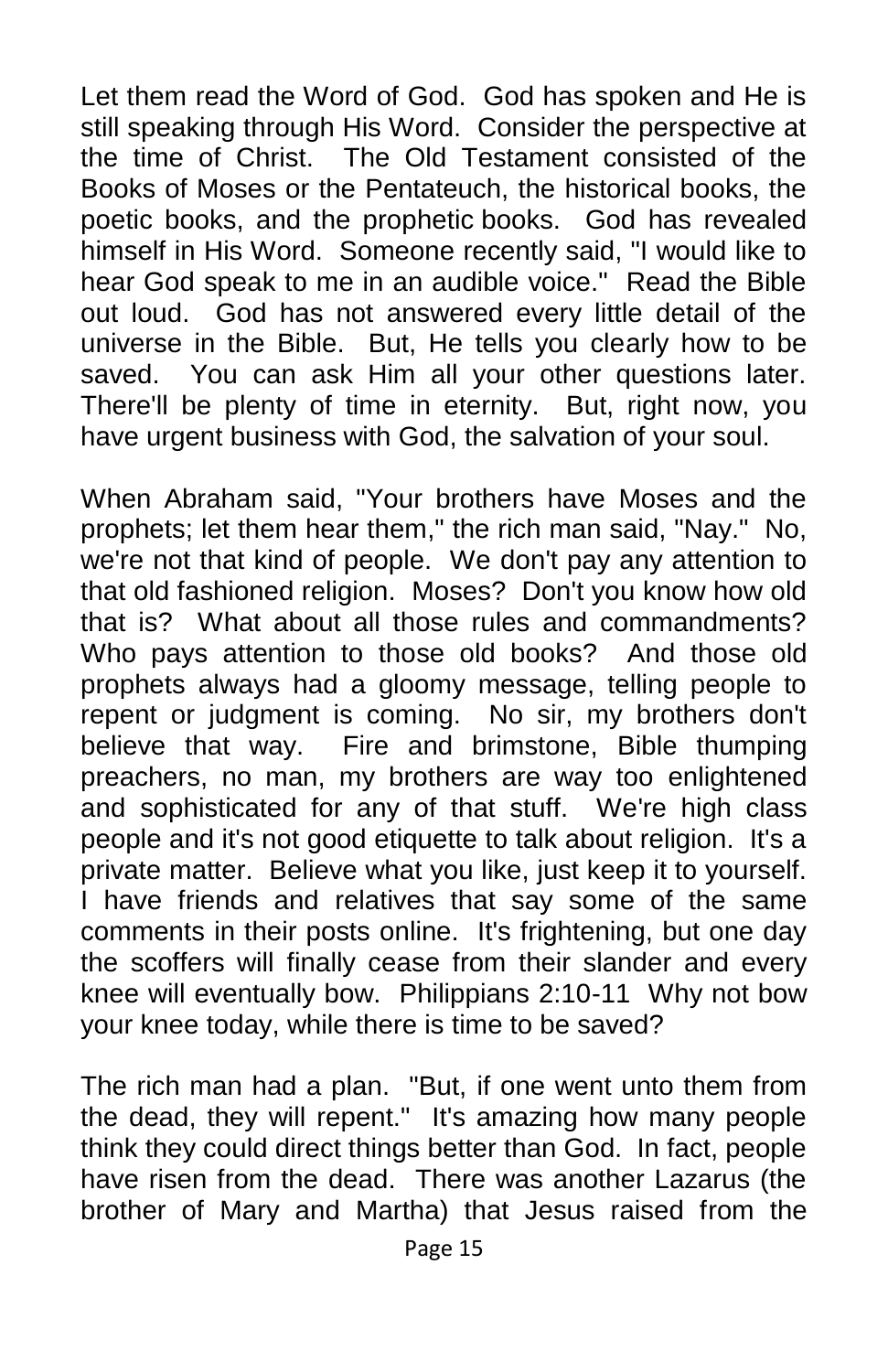Let them read the Word of God. God has spoken and He is still speaking through His Word. Consider the perspective at the time of Christ. The Old Testament consisted of the Books of Moses or the Pentateuch, the historical books, the poetic books, and the prophetic books. God has revealed himself in His Word. Someone recently said, "I would like to hear God speak to me in an audible voice." Read the Bible out loud. God has not answered every little detail of the universe in the Bible. But, He tells you clearly how to be saved. You can ask Him all your other questions later. There'll be plenty of time in eternity. But, right now, you have urgent business with God, the salvation of your soul.

When Abraham said, "Your brothers have Moses and the prophets; let them hear them," the rich man said, "Nay." No, we're not that kind of people. We don't pay any attention to that old fashioned religion. Moses? Don't you know how old that is? What about all those rules and commandments? Who pays attention to those old books? And those old prophets always had a gloomy message, telling people to repent or judgment is coming. No sir, my brothers don't believe that way. Fire and brimstone, Bible thumping preachers, no man, my brothers are way too enlightened and sophisticated for any of that stuff. We're high class people and it's not good etiquette to talk about religion. It's a private matter. Believe what you like, just keep it to yourself. I have friends and relatives that say some of the same comments in their posts online. It's frightening, but one day the scoffers will finally cease from their slander and every knee will eventually bow. Philippians 2:10-11 Why not bow your knee today, while there is time to be saved?

The rich man had a plan. "But, if one went unto them from the dead, they will repent." It's amazing how many people think they could direct things better than God. In fact, people have risen from the dead. There was another Lazarus (the brother of Mary and Martha) that Jesus raised from the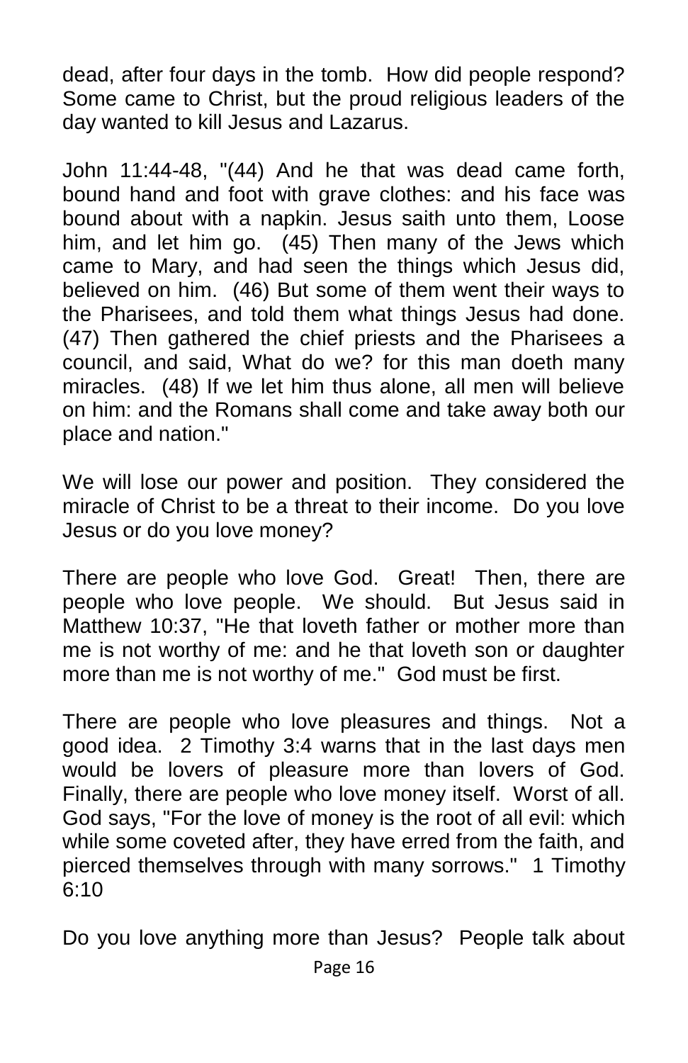dead, after four days in the tomb. How did people respond? Some came to Christ, but the proud religious leaders of the day wanted to kill Jesus and Lazarus.

John 11:44-48, "(44) And he that was dead came forth, bound hand and foot with grave clothes: and his face was bound about with a napkin. Jesus saith unto them, Loose him, and let him go. (45) Then many of the Jews which came to Mary, and had seen the things which Jesus did, believed on him. (46) But some of them went their ways to the Pharisees, and told them what things Jesus had done. (47) Then gathered the chief priests and the Pharisees a council, and said, What do we? for this man doeth many miracles. (48) If we let him thus alone, all men will believe on him: and the Romans shall come and take away both our place and nation."

We will lose our power and position. They considered the miracle of Christ to be a threat to their income. Do you love Jesus or do you love money?

There are people who love God. Great! Then, there are people who love people. We should. But Jesus said in Matthew 10:37, "He that loveth father or mother more than me is not worthy of me: and he that loveth son or daughter more than me is not worthy of me." God must be first.

There are people who love pleasures and things. Not a good idea. 2 Timothy 3:4 warns that in the last days men would be lovers of pleasure more than lovers of God. Finally, there are people who love money itself. Worst of all. God says, "For the love of money is the root of all evil: which while some coveted after, they have erred from the faith, and pierced themselves through with many sorrows." 1 Timothy 6:10

Do you love anything more than Jesus? People talk about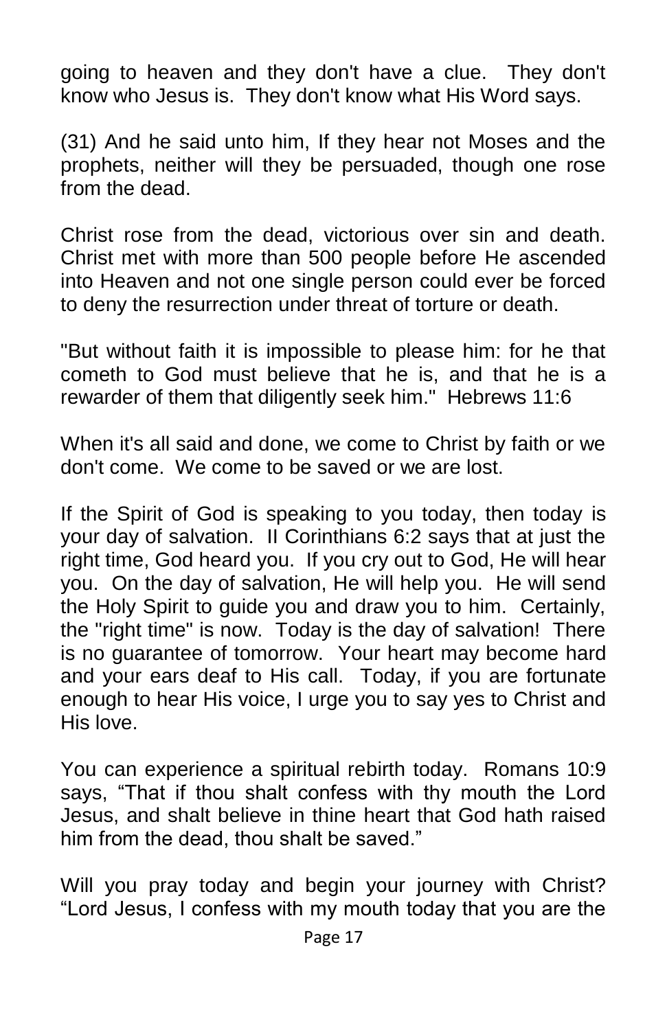going to heaven and they don't have a clue. They don't know who Jesus is. They don't know what His Word says.

(31) And he said unto him, If they hear not Moses and the prophets, neither will they be persuaded, though one rose from the dead.

Christ rose from the dead, victorious over sin and death. Christ met with more than 500 people before He ascended into Heaven and not one single person could ever be forced to deny the resurrection under threat of torture or death.

"But without faith it is impossible to please him: for he that cometh to God must believe that he is, and that he is a rewarder of them that diligently seek him." Hebrews 11:6

When it's all said and done, we come to Christ by faith or we don't come. We come to be saved or we are lost.

If the Spirit of God is speaking to you today, then today is your day of salvation. II Corinthians 6:2 says that at just the right time, God heard you. If you cry out to God, He will hear you. On the day of salvation, He will help you. He will send the Holy Spirit to guide you and draw you to him. Certainly, the "right time" is now. Today is the day of salvation! There is no guarantee of tomorrow. Your heart may become hard and your ears deaf to His call. Today, if you are fortunate enough to hear His voice, I urge you to say yes to Christ and His love.

You can experience a spiritual rebirth today. Romans 10:9 says, “That if thou shalt confess with thy mouth the Lord Jesus, and shalt believe in thine heart that God hath raised him from the dead, thou shalt be saved.”

Will you pray today and begin your journey with Christ? “Lord Jesus, I confess with my mouth today that you are the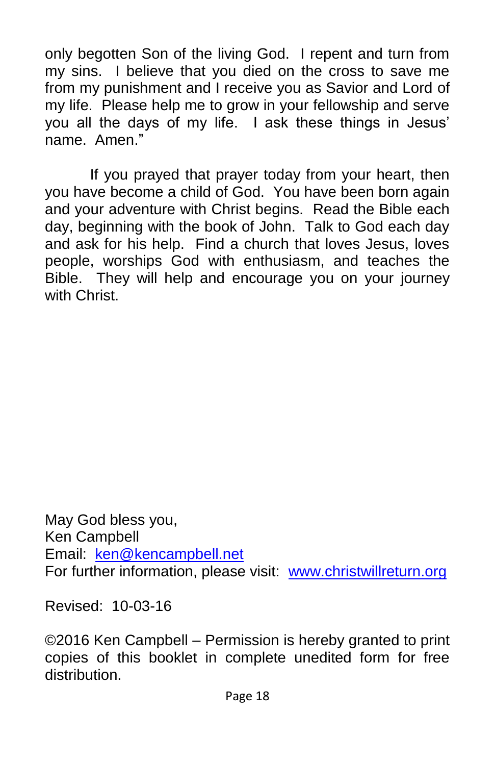only begotten Son of the living God. I repent and turn from my sins. I believe that you died on the cross to save me from my punishment and I receive you as Savior and Lord of my life. Please help me to grow in your fellowship and serve you all the days of my life. I ask these things in Jesus' name. Amen."

If you prayed that prayer today from your heart, then you have become a child of God. You have been born again and your adventure with Christ begins. Read the Bible each day, beginning with the book of John. Talk to God each day and ask for his help. Find a church that loves Jesus, loves people, worships God with enthusiasm, and teaches the Bible. They will help and encourage you on your journey with Christ.

May God bless you,
Ken Campbell
Email: ken@kencampbell.net
For further information, please visit: www.christwillreturn.org

Revised: 10-03-16

©2016 Ken Campbell – Permission is hereby granted to print copies of this booklet in complete unedited form for free distribution.